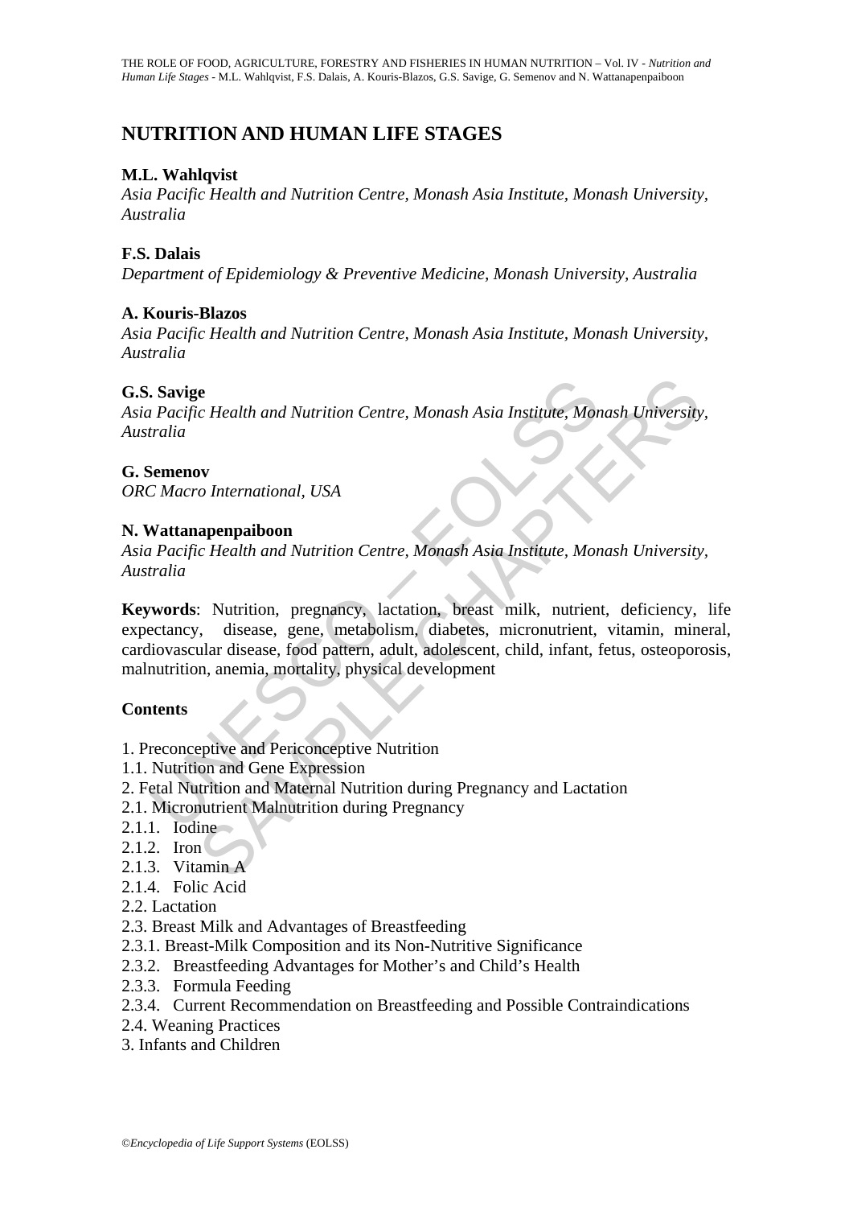# NUTRITION AND HUMAN LIFE STAGES

**M.L. Wahlqvist**

*Asia Pacific Health and Nutrition Centre, Monash Asia Institute, Monash University, Australia*

**F.S. Dalais**

*Department of Epidemiology & Preventive Medicine, Monash University, Australia*

**A. Kouris-Blazos**

*Asia Pacific Health and Nutrition Centre, Monash Asia Institute, Monash University, Australia*

**G.S. Savige**

*Asia Pacific Health and Nutrition Centre, Monash Asia Institute, Monash University, Australia*

**G. Semenov**

*ORC Macro International, USA*

**N. Wattanapenpaiboon**

*Asia Pacific Health and Nutrition Centre, Monash Asia Institute, Monash University, Australia*

**Keywords**: Nutrition, pregnancy, lactation, breast milk, nutrient, deficiency, life expectancy, disease, gene, metabolism, diabetes, micronutrient, vitamin, mineral, cardiovascular disease, food pattern, adult, adolescent, child, infant, fetus, osteoporosis, malnutrition, anemia, mortality, physical development

## Contents

1. Preconceptive and Periconceptive Nutrition
1.1. Nutrition and Gene Expression
2. Fetal Nutrition and Maternal Nutrition during Pregnancy and Lactation
2.1. Micronutrient Malnutrition during Pregnancy
2.1.1. Iodine
2.1.2. Iron
2.1.3. Vitamin A
2.1.4. Folic Acid
2.2. Lactation
2.3. Breast Milk and Advantages of Breastfeeding
2.3.1. Breast-Milk Composition and its Non-Nutritive Significance
2.3.2. Breastfeeding Advantages for Mother's and Child's Health
2.3.3. Formula Feeding
2.3.4. Current Recommendation on Breastfeeding and Possible Contraindications
2.4. Weaning Practices
3. Infants and Children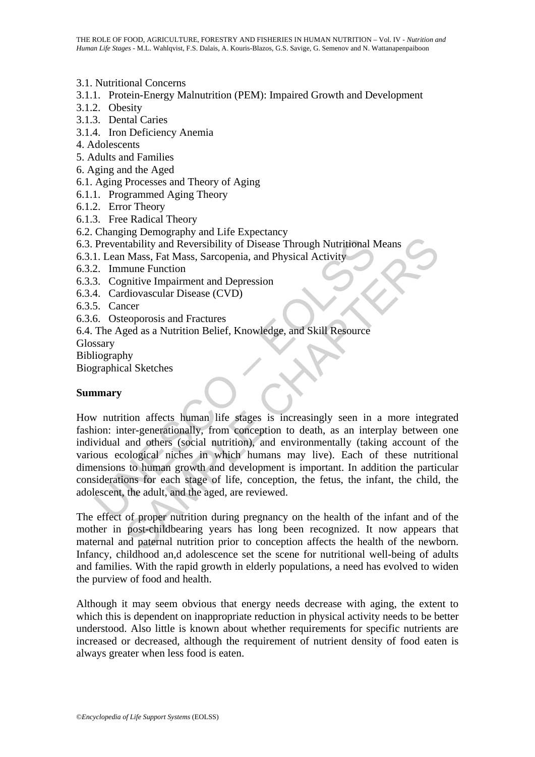3.1. Nutritional Concerns
3.1.1. Protein-Energy Malnutrition (PEM): Impaired Growth and Development
3.1.2. Obesity
3.1.3. Dental Caries
3.1.4. Iron Deficiency Anemia
4. Adolescents
5. Adults and Families
6. Aging and the Aged
6.1. Aging Processes and Theory of Aging
6.1.1. Programmed Aging Theory
6.1.2. Error Theory
6.1.3. Free Radical Theory
6.2. Changing Demography and Life Expectancy
6.3. Preventability and Reversibility of Disease Through Nutritional Means
6.3.1. Lean Mass, Fat Mass, Sarcopenia, and Physical Activity
6.3.2. Immune Function
6.3.3. Cognitive Impairment and Depression
6.3.4. Cardiovascular Disease (CVD)
6.3.5. Cancer
6.3.6. Osteoporosis and Fractures
6.4. The Aged as a Nutrition Belief, Knowledge, and Skill Resource
Glossary
Bibliography
Biographical Sketches

**Summary**

How nutrition affects human life stages is increasingly seen in a more integrated fashion: inter-generationally, from conception to death, as an interplay between one individual and others (social nutrition), and environmentally (taking account of the various ecological niches in which humans may live). Each of these nutritional dimensions to human growth and development is important. In addition the particular considerations for each stage of life, conception, the fetus, the infant, the child, the adolescent, the adult, and the aged, are reviewed.

The effect of proper nutrition during pregnancy on the health of the infant and of the mother in post-childbearing years has long been recognized. It now appears that maternal and paternal nutrition prior to conception affects the health of the newborn. Infancy, childhood an,d adolescence set the scene for nutritional well-being of adults and families. With the rapid growth in elderly populations, a need has evolved to widen the purview of food and health.

Although it may seem obvious that energy needs decrease with aging, the extent to which this is dependent on inappropriate reduction in physical activity needs to be better understood. Also little is known about whether requirements for specific nutrients are increased or decreased, although the requirement of nutrient density of food eaten is always greater when less food is eaten.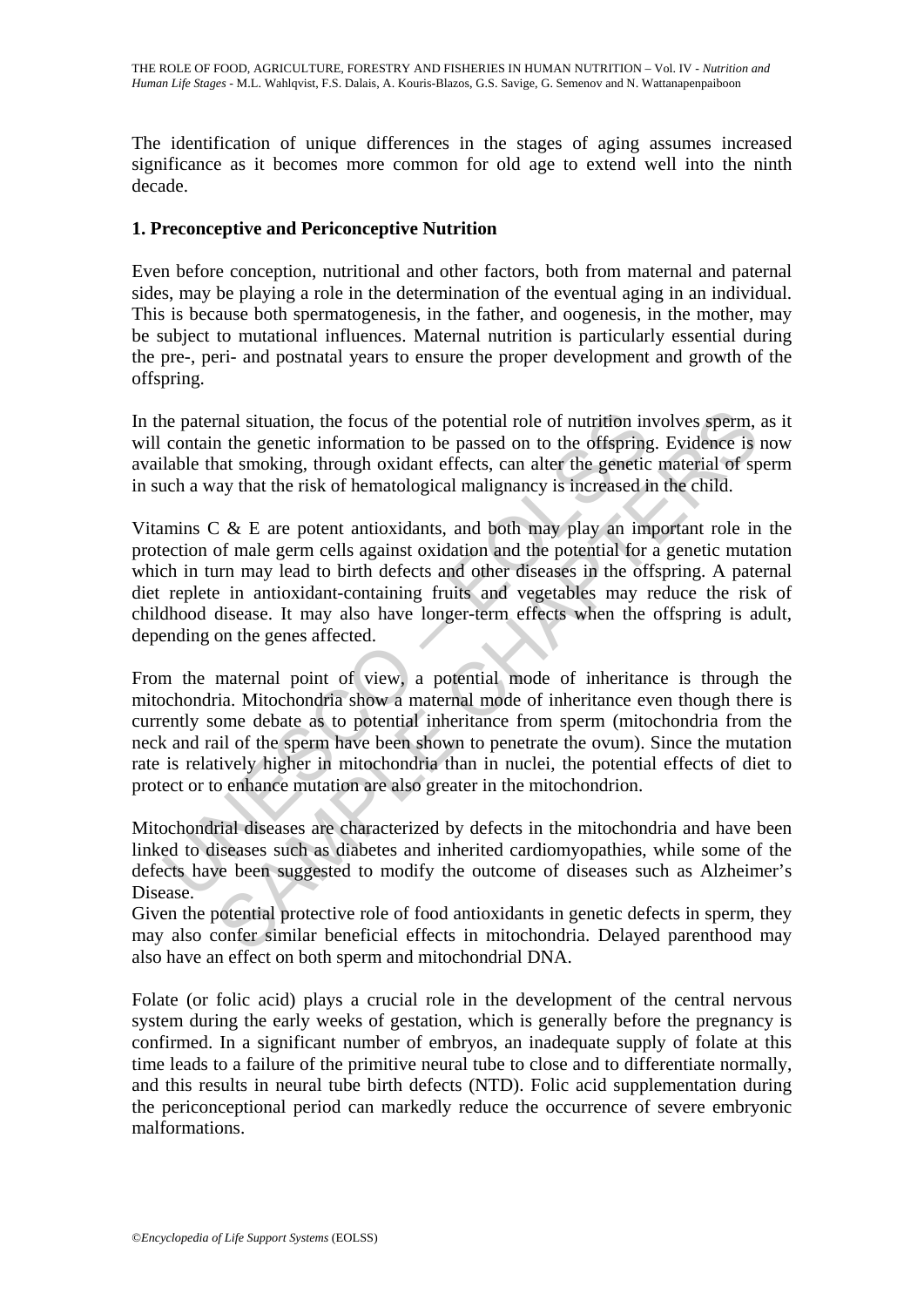The identification of unique differences in the stages of aging assumes increased significance as it becomes more common for old age to extend well into the ninth decade.

## 1. Preconceptive and Periconceptive Nutrition

Even before conception, nutritional and other factors, both from maternal and paternal sides, may be playing a role in the determination of the eventual aging in an individual. This is because both spermatogenesis, in the father, and oogenesis, in the mother, may be subject to mutational influences. Maternal nutrition is particularly essential during the pre-, peri- and postnatal years to ensure the proper development and growth of the offspring.

In the paternal situation, the focus of the potential role of nutrition involves sperm, as it will contain the genetic information to be passed on to the offspring. Evidence is now available that smoking, through oxidant effects, can alter the genetic material of sperm in such a way that the risk of hematological malignancy is increased in the child.

Vitamins C & E are potent antioxidants, and both may play an important role in the protection of male germ cells against oxidation and the potential for a genetic mutation which in turn may lead to birth defects and other diseases in the offspring. A paternal diet replete in antioxidant-containing fruits and vegetables may reduce the risk of childhood disease. It may also have longer-term effects when the offspring is adult, depending on the genes affected.

From the maternal point of view, a potential mode of inheritance is through the mitochondria. Mitochondria show a maternal mode of inheritance even though there is currently some debate as to potential inheritance from sperm (mitochondria from the neck and rail of the sperm have been shown to penetrate the ovum). Since the mutation rate is relatively higher in mitochondria than in nuclei, the potential effects of diet to protect or to enhance mutation are also greater in the mitochondrion.

Mitochondrial diseases are characterized by defects in the mitochondria and have been linked to diseases such as diabetes and inherited cardiomyopathies, while some of the defects have been suggested to modify the outcome of diseases such as Alzheimer's Disease.

Given the potential protective role of food antioxidants in genetic defects in sperm, they may also confer similar beneficial effects in mitochondria. Delayed parenthood may also have an effect on both sperm and mitochondrial DNA.

Folate (or folic acid) plays a crucial role in the development of the central nervous system during the early weeks of gestation, which is generally before the pregnancy is confirmed. In a significant number of embryos, an inadequate supply of folate at this time leads to a failure of the primitive neural tube to close and to differentiate normally, and this results in neural tube birth defects (NTD). Folic acid supplementation during the periconceptional period can markedly reduce the occurrence of severe embryonic malformations.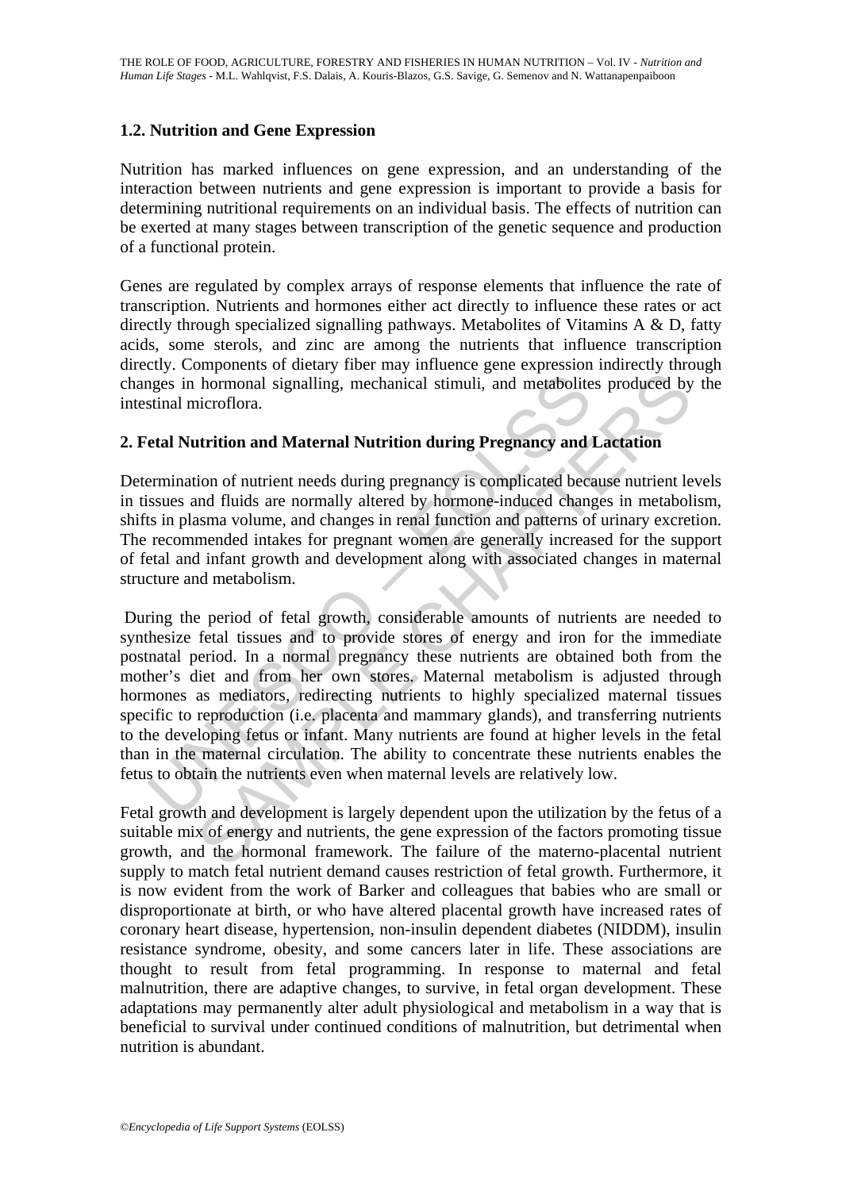### 1.2. Nutrition and Gene Expression

Nutrition has marked influences on gene expression, and an understanding of the interaction between nutrients and gene expression is important to provide a basis for determining nutritional requirements on an individual basis. The effects of nutrition can be exerted at many stages between transcription of the genetic sequence and production of a functional protein.

Genes are regulated by complex arrays of response elements that influence the rate of transcription. Nutrients and hormones either act directly to influence these rates or act directly through specialized signalling pathways. Metabolites of Vitamins A & D, fatty acids, some sterols, and zinc are among the nutrients that influence transcription directly. Components of dietary fiber may influence gene expression indirectly through changes in hormonal signalling, mechanical stimuli, and metabolites produced by the intestinal microflora.

## 2. Fetal Nutrition and Maternal Nutrition during Pregnancy and Lactation

Determination of nutrient needs during pregnancy is complicated because nutrient levels in tissues and fluids are normally altered by hormone-induced changes in metabolism, shifts in plasma volume, and changes in renal function and patterns of urinary excretion. The recommended intakes for pregnant women are generally increased for the support of fetal and infant growth and development along with associated changes in maternal structure and metabolism.

During the period of fetal growth, considerable amounts of nutrients are needed to synthesize fetal tissues and to provide stores of energy and iron for the immediate postnatal period. In a normal pregnancy these nutrients are obtained both from the mother's diet and from her own stores. Maternal metabolism is adjusted through hormones as mediators, redirecting nutrients to highly specialized maternal tissues specific to reproduction (i.e. placenta and mammary glands), and transferring nutrients to the developing fetus or infant. Many nutrients are found at higher levels in the fetal than in the maternal circulation. The ability to concentrate these nutrients enables the fetus to obtain the nutrients even when maternal levels are relatively low.

Fetal growth and development is largely dependent upon the utilization by the fetus of a suitable mix of energy and nutrients, the gene expression of the factors promoting tissue growth, and the hormonal framework. The failure of the materno-placental nutrient supply to match fetal nutrient demand causes restriction of fetal growth. Furthermore, it is now evident from the work of Barker and colleagues that babies who are small or disproportionate at birth, or who have altered placental growth have increased rates of coronary heart disease, hypertension, non-insulin dependent diabetes (NIDDM), insulin resistance syndrome, obesity, and some cancers later in life. These associations are thought to result from fetal programming. In response to maternal and fetal malnutrition, there are adaptive changes, to survive, in fetal organ development. These adaptations may permanently alter adult physiological and metabolism in a way that is beneficial to survival under continued conditions of malnutrition, but detrimental when nutrition is abundant.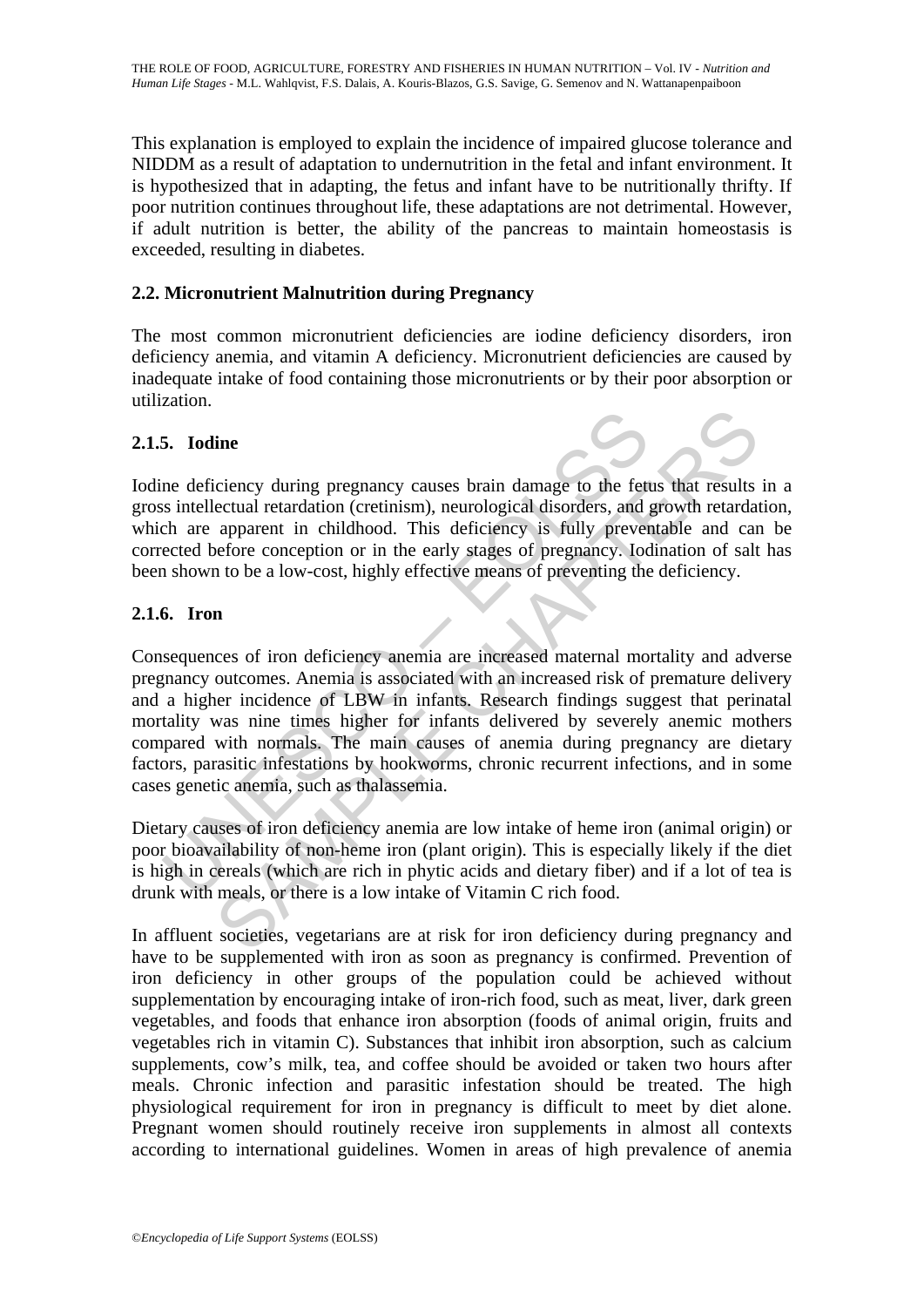This explanation is employed to explain the incidence of impaired glucose tolerance and NIDDM as a result of adaptation to undernutrition in the fetal and infant environment. It is hypothesized that in adapting, the fetus and infant have to be nutritionally thrifty. If poor nutrition continues throughout life, these adaptations are not detrimental. However, if adult nutrition is better, the ability of the pancreas to maintain homeostasis is exceeded, resulting in diabetes.

## 2.2. Micronutrient Malnutrition during Pregnancy

The most common micronutrient deficiencies are iodine deficiency disorders, iron deficiency anemia, and vitamin A deficiency. Micronutrient deficiencies are caused by inadequate intake of food containing those micronutrients or by their poor absorption or utilization.

### 2.1.5. Iodine

Iodine deficiency during pregnancy causes brain damage to the fetus that results in a gross intellectual retardation (cretinism), neurological disorders, and growth retardation, which are apparent in childhood. This deficiency is fully preventable and can be corrected before conception or in the early stages of pregnancy. Iodination of salt has been shown to be a low-cost, highly effective means of preventing the deficiency.

### 2.1.6. Iron

Consequences of iron deficiency anemia are increased maternal mortality and adverse pregnancy outcomes. Anemia is associated with an increased risk of premature delivery and a higher incidence of LBW in infants. Research findings suggest that perinatal mortality was nine times higher for infants delivered by severely anemic mothers compared with normals. The main causes of anemia during pregnancy are dietary factors, parasitic infestations by hookworms, chronic recurrent infections, and in some cases genetic anemia, such as thalassemia.

Dietary causes of iron deficiency anemia are low intake of heme iron (animal origin) or poor bioavailability of non-heme iron (plant origin). This is especially likely if the diet is high in cereals (which are rich in phytic acids and dietary fiber) and if a lot of tea is drunk with meals, or there is a low intake of Vitamin C rich food.

In affluent societies, vegetarians are at risk for iron deficiency during pregnancy and have to be supplemented with iron as soon as pregnancy is confirmed. Prevention of iron deficiency in other groups of the population could be achieved without supplementation by encouraging intake of iron-rich food, such as meat, liver, dark green vegetables, and foods that enhance iron absorption (foods of animal origin, fruits and vegetables rich in vitamin C). Substances that inhibit iron absorption, such as calcium supplements, cow's milk, tea, and coffee should be avoided or taken two hours after meals. Chronic infection and parasitic infestation should be treated. The high physiological requirement for iron in pregnancy is difficult to meet by diet alone. Pregnant women should routinely receive iron supplements in almost all contexts according to international guidelines. Women in areas of high prevalence of anemia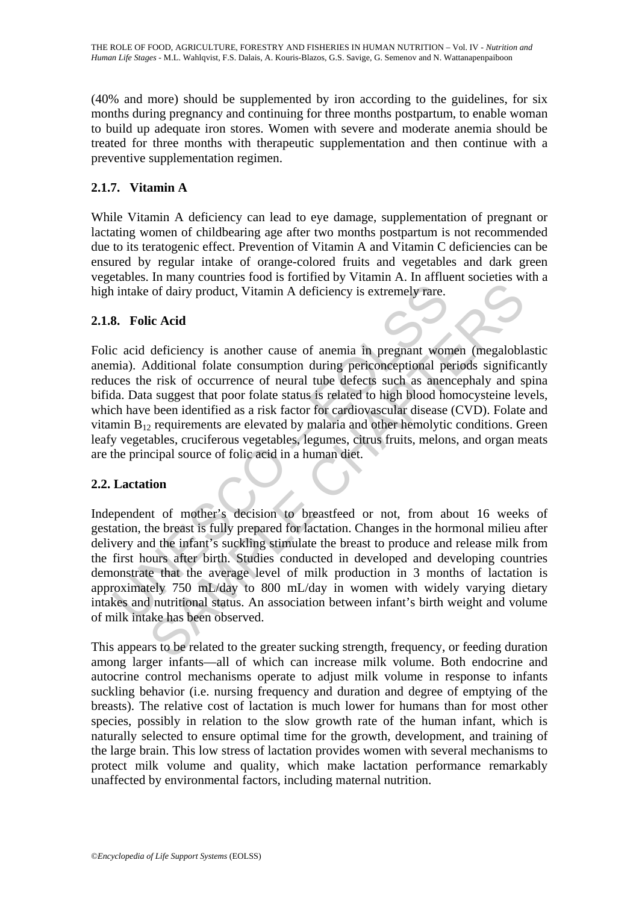(40% and more) should be supplemented by iron according to the guidelines, for six months during pregnancy and continuing for three months postpartum, to enable woman to build up adequate iron stores. Women with severe and moderate anemia should be treated for three months with therapeutic supplementation and then continue with a preventive supplementation regimen.

### 2.1.7. Vitamin A

While Vitamin A deficiency can lead to eye damage, supplementation of pregnant or lactating women of childbearing age after two months postpartum is not recommended due to its teratogenic effect. Prevention of Vitamin A and Vitamin C deficiencies can be ensured by regular intake of orange-colored fruits and vegetables and dark green vegetables. In many countries food is fortified by Vitamin A. In affluent societies with a high intake of dairy product, Vitamin A deficiency is extremely rare.

### 2.1.8. Folic Acid

Folic acid deficiency is another cause of anemia in pregnant women (megaloblastic anemia). Additional folate consumption during periconceptional periods significantly reduces the risk of occurrence of neural tube defects such as anencephaly and spina bifida. Data suggest that poor folate status is related to high blood homocysteine levels, which have been identified as a risk factor for cardiovascular disease (CVD). Folate and vitamin $B_{12}$ requirements are elevated by malaria and other hemolytic conditions. Green leafy vegetables, cruciferous vegetables, legumes, citrus fruits, melons, and organ meats are the principal source of folic acid in a human diet.

## 2.2. Lactation

Independent of mother's decision to breastfeed or not, from about 16 weeks of gestation, the breast is fully prepared for lactation. Changes in the hormonal milieu after delivery and the infant's suckling stimulate the breast to produce and release milk from the first hours after birth. Studies conducted in developed and developing countries demonstrate that the average level of milk production in 3 months of lactation is approximately 750 mL/day to 800 mL/day in women with widely varying dietary intakes and nutritional status. An association between infant's birth weight and volume of milk intake has been observed.

This appears to be related to the greater sucking strength, frequency, or feeding duration among larger infants—all of which can increase milk volume. Both endocrine and autocrine control mechanisms operate to adjust milk volume in response to infants suckling behavior (i.e. nursing frequency and duration and degree of emptying of the breasts). The relative cost of lactation is much lower for humans than for most other species, possibly in relation to the slow growth rate of the human infant, which is naturally selected to ensure optimal time for the growth, development, and training of the large brain. This low stress of lactation provides women with several mechanisms to protect milk volume and quality, which make lactation performance remarkably unaffected by environmental factors, including maternal nutrition.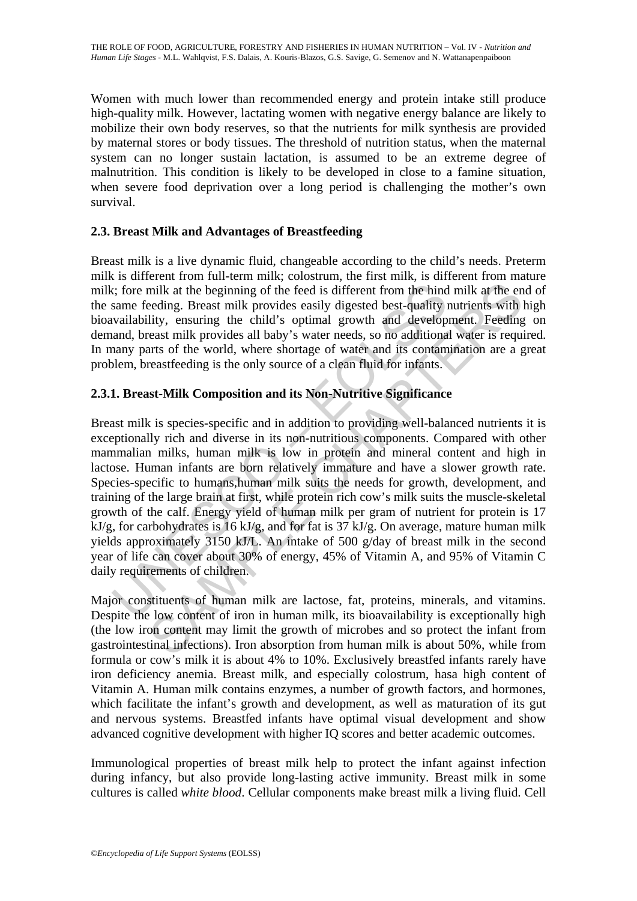Women with much lower than recommended energy and protein intake still produce high-quality milk. However, lactating women with negative energy balance are likely to mobilize their own body reserves, so that the nutrients for milk synthesis are provided by maternal stores or body tissues. The threshold of nutrition status, when the maternal system can no longer sustain lactation, is assumed to be an extreme degree of malnutrition. This condition is likely to be developed in close to a famine situation, when severe food deprivation over a long period is challenging the mother's own survival.

### 2.3. Breast Milk and Advantages of Breastfeeding

Breast milk is a live dynamic fluid, changeable according to the child's needs. Preterm milk is different from full-term milk; colostrum, the first milk, is different from mature milk; fore milk at the beginning of the feed is different from the hind milk at the end of the same feeding. Breast milk provides easily digested best-quality nutrients with high bioavailability, ensuring the child's optimal growth and development. Feeding on demand, breast milk provides all baby's water needs, so no additional water is required. In many parts of the world, where shortage of water and its contamination are a great problem, breastfeeding is the only source of a clean fluid for infants.

#### 2.3.1. Breast-Milk Composition and its Non-Nutritive Significance

Breast milk is species-specific and in addition to providing well-balanced nutrients it is exceptionally rich and diverse in its non-nutritious components. Compared with other mammalian milks, human milk is low in protein and mineral content and high in lactose. Human infants are born relatively immature and have a slower growth rate. Species-specific to humans,human milk suits the needs for growth, development, and training of the large brain at first, while protein rich cow's milk suits the muscle-skeletal growth of the calf. Energy yield of human milk per gram of nutrient for protein is 17 kJ/g, for carbohydrates is 16 kJ/g, and for fat is 37 kJ/g. On average, mature human milk yields approximately 3150 kJ/L. An intake of 500 g/day of breast milk in the second year of life can cover about 30% of energy, 45% of Vitamin A, and 95% of Vitamin C daily requirements of children.

Major constituents of human milk are lactose, fat, proteins, minerals, and vitamins. Despite the low content of iron in human milk, its bioavailability is exceptionally high (the low iron content may limit the growth of microbes and so protect the infant from gastrointestinal infections). Iron absorption from human milk is about 50%, while from formula or cow's milk it is about 4% to 10%. Exclusively breastfed infants rarely have iron deficiency anemia. Breast milk, and especially colostrum, hasa high content of Vitamin A. Human milk contains enzymes, a number of growth factors, and hormones, which facilitate the infant's growth and development, as well as maturation of its gut and nervous systems. Breastfed infants have optimal visual development and show advanced cognitive development with higher IQ scores and better academic outcomes.

Immunological properties of breast milk help to protect the infant against infection during infancy, but also provide long-lasting active immunity. Breast milk in some cultures is called *white blood*. Cellular components make breast milk a living fluid. Cell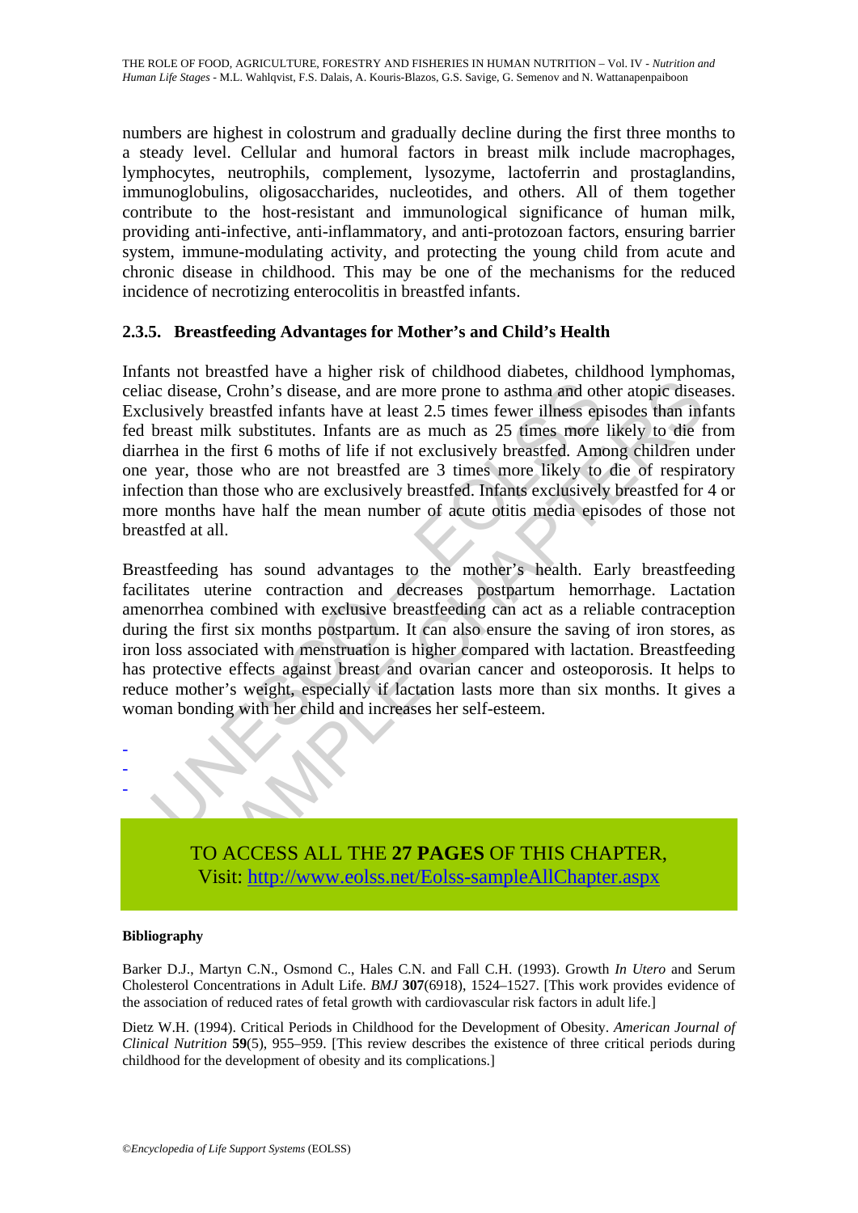numbers are highest in colostrum and gradually decline during the first three months to a steady level. Cellular and humoral factors in breast milk include macrophages, lymphocytes, neutrophils, complement, lysozyme, lactoferrin and prostaglandins, immunoglobulins, oligosaccharides, nucleotides, and others. All of them together contribute to the host-resistant and immunological significance of human milk, providing anti-infective, anti-inflammatory, and anti-protozoan factors, ensuring barrier system, immune-modulating activity, and protecting the young child from acute and chronic disease in childhood. This may be one of the mechanisms for the reduced incidence of necrotizing enterocolitis in breastfed infants.

### 2.3.5. Breastfeeding Advantages for Mother's and Child's Health

Infants not breastfed have a higher risk of childhood diabetes, childhood lymphomas, celiac disease, Crohn's disease, and are more prone to asthma and other atopic diseases. Exclusively breastfed infants have at least 2.5 times fewer illness episodes than infants fed breast milk substitutes. Infants are as much as 25 times more likely to die from diarrhea in the first 6 moths of life if not exclusively breastfed. Among children under one year, those who are not breastfed are 3 times more likely to die of respiratory infection than those who are exclusively breastfed. Infants exclusively breastfed for 4 or more months have half the mean number of acute otitis media episodes of those not breastfed at all.

Breastfeeding has sound advantages to the mother's health. Early breastfeeding facilitates uterine contraction and decreases postpartum hemorrhage. Lactation amenorrhea combined with exclusive breastfeeding can act as a reliable contraception during the first six months postpartum. It can also ensure the saving of iron stores, as iron loss associated with menstruation is higher compared with lactation. Breastfeeding has protective effects against breast and ovarian cancer and osteoporosis. It helps to reduce mother's weight, especially if lactation lasts more than six months. It gives a woman bonding with her child and increases her self-esteem.

-
-
-

TO ACCESS ALL THE **27 PAGES** OF THIS CHAPTER,
Visit: http://www.eolss.net/Eolss-sampleAllChapter.aspx

#### Bibliography

Barker D.J., Martyn C.N., Osmond C., Hales C.N. and Fall C.H. (1993). Growth *In Utero* and Serum Cholesterol Concentrations in Adult Life. *BMJ* **307**(6918), 1524–1527. [This work provides evidence of the association of reduced rates of fetal growth with cardiovascular risk factors in adult life.]

Dietz W.H. (1994). Critical Periods in Childhood for the Development of Obesity. *American Journal of Clinical Nutrition* **59**(5), 955–959. [This review describes the existence of three critical periods during childhood for the development of obesity and its complications.]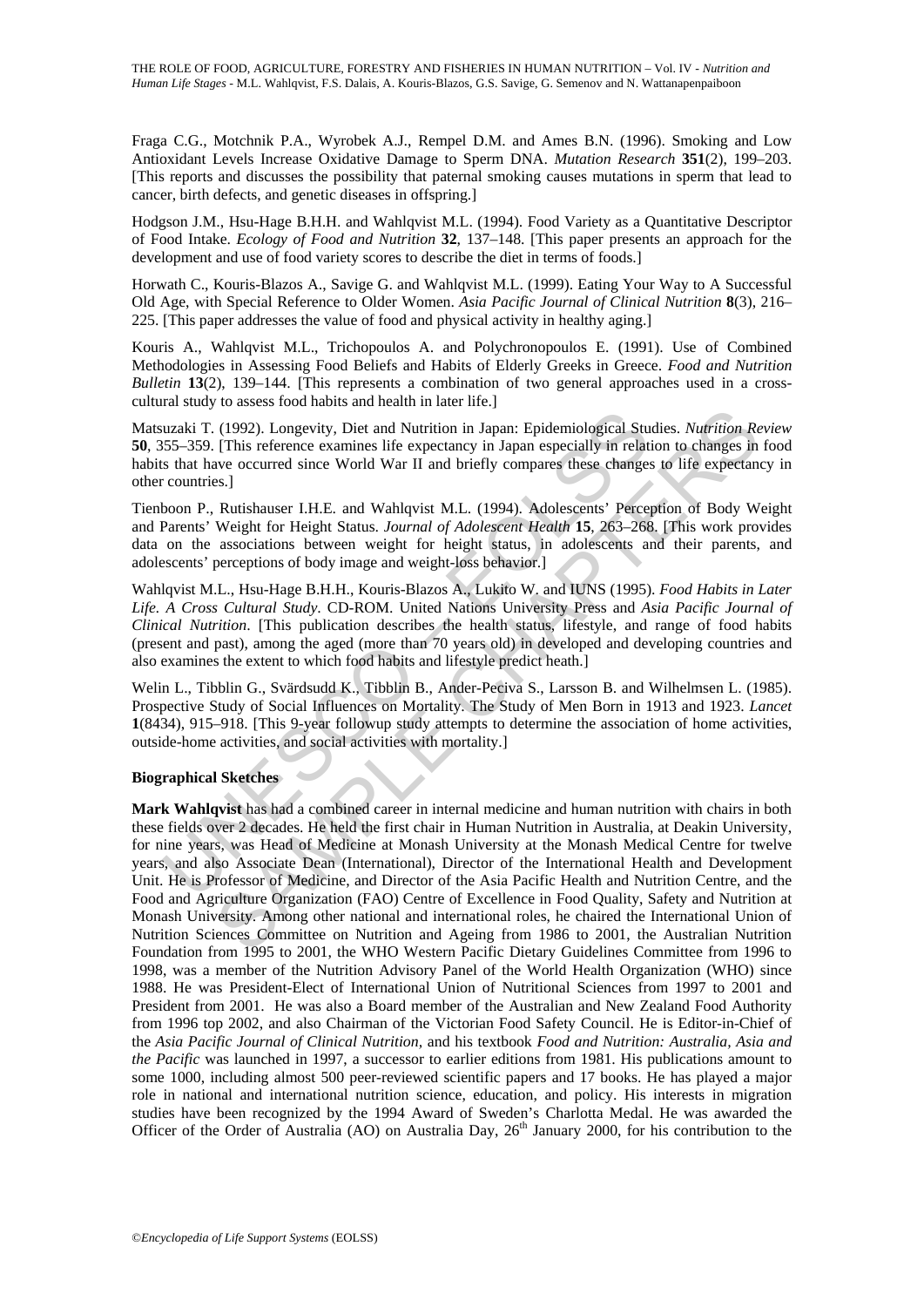Fraga C.G., Motchnik P.A., Wyrobek A.J., Rempel D.M. and Ames B.N. (1996). Smoking and Low Antioxidant Levels Increase Oxidative Damage to Sperm DNA. *Mutation Research* **351**(2), 199–203. [This reports and discusses the possibility that paternal smoking causes mutations in sperm that lead to cancer, birth defects, and genetic diseases in offspring.]

Hodgson J.M., Hsu-Hage B.H.H. and Wahlqvist M.L. (1994). Food Variety as a Quantitative Descriptor of Food Intake. *Ecology of Food and Nutrition* **32**, 137–148. [This paper presents an approach for the development and use of food variety scores to describe the diet in terms of foods.]

Horwath C., Kouris-Blazos A., Savige G. and Wahlqvist M.L. (1999). Eating Your Way to A Successful Old Age, with Special Reference to Older Women. *Asia Pacific Journal of Clinical Nutrition* **8**(3), 216–225. [This paper addresses the value of food and physical activity in healthy aging.]

Kouris A., Wahlqvist M.L., Trichopoulos A. and Polychronopoulos E. (1991). Use of Combined Methodologies in Assessing Food Beliefs and Habits of Elderly Greeks in Greece. *Food and Nutrition Bulletin* **13**(2), 139–144. [This represents a combination of two general approaches used in a cross-cultural study to assess food habits and health in later life.]

Matsuzaki T. (1992). Longevity, Diet and Nutrition in Japan: Epidemiological Studies. *Nutrition Review* **50**, 355–359. [This reference examines life expectancy in Japan especially in relation to changes in food habits that have occurred since World War II and briefly compares these changes to life expectancy in other countries.]

Tienboon P., Rutishauser I.H.E. and Wahlqvist M.L. (1994). Adolescents' Perception of Body Weight and Parents' Weight for Height Status. *Journal of Adolescent Health* **15**, 263–268. [This work provides data on the associations between weight for height status, in adolescents and their parents, and adolescents' perceptions of body image and weight-loss behavior.]

Wahlqvist M.L., Hsu-Hage B.H.H., Kouris-Blazos A., Lukito W. and IUNS (1995). *Food Habits in Later Life. A Cross Cultural Study*. CD-ROM. United Nations University Press and *Asia Pacific Journal of Clinical Nutrition*. [This publication describes the health status, lifestyle, and range of food habits (present and past), among the aged (more than 70 years old) in developed and developing countries and also examines the extent to which food habits and lifestyle predict heath.]

Welin L., Tibblin G., Svärdsudd K., Tibblin B., Ander-Peciva S., Larsson B. and Wilhelmsen L. (1985). Prospective Study of Social Influences on Mortality. The Study of Men Born in 1913 and 1923. *Lancet* **1**(8434), 915–918. [This 9-year followup study attempts to determine the association of home activities, outside-home activities, and social activities with mortality.]

**Biographical Sketches**

**Mark Wahlqvist** has had a combined career in internal medicine and human nutrition with chairs in both these fields over 2 decades. He held the first chair in Human Nutrition in Australia, at Deakin University, for nine years, was Head of Medicine at Monash University at the Monash Medical Centre for twelve years, and also Associate Dean (International), Director of the International Health and Development Unit. He is Professor of Medicine, and Director of the Asia Pacific Health and Nutrition Centre, and the Food and Agriculture Organization (FAO) Centre of Excellence in Food Quality, Safety and Nutrition at Monash University. Among other national and international roles, he chaired the International Union of Nutrition Sciences Committee on Nutrition and Ageing from 1986 to 2001, the Australian Nutrition Foundation from 1995 to 2001, the WHO Western Pacific Dietary Guidelines Committee from 1996 to 1998, was a member of the Nutrition Advisory Panel of the World Health Organization (WHO) since 1988. He was President-Elect of International Union of Nutritional Sciences from 1997 to 2001 and President from 2001. He was also a Board member of the Australian and New Zealand Food Authority from 1996 top 2002, and also Chairman of the Victorian Food Safety Council. He is Editor-in-Chief of the *Asia Pacific Journal of Clinical Nutrition,* and his textbook *Food and Nutrition: Australia, Asia and the Pacific* was launched in 1997, a successor to earlier editions from 1981. His publications amount to some 1000, including almost 500 peer-reviewed scientific papers and 17 books. He has played a major role in national and international nutrition science, education, and policy. His interests in migration studies have been recognized by the 1994 Award of Sweden's Charlotta Medal. He was awarded the Officer of the Order of Australia (AO) on Australia Day, 26th January 2000, for his contribution to the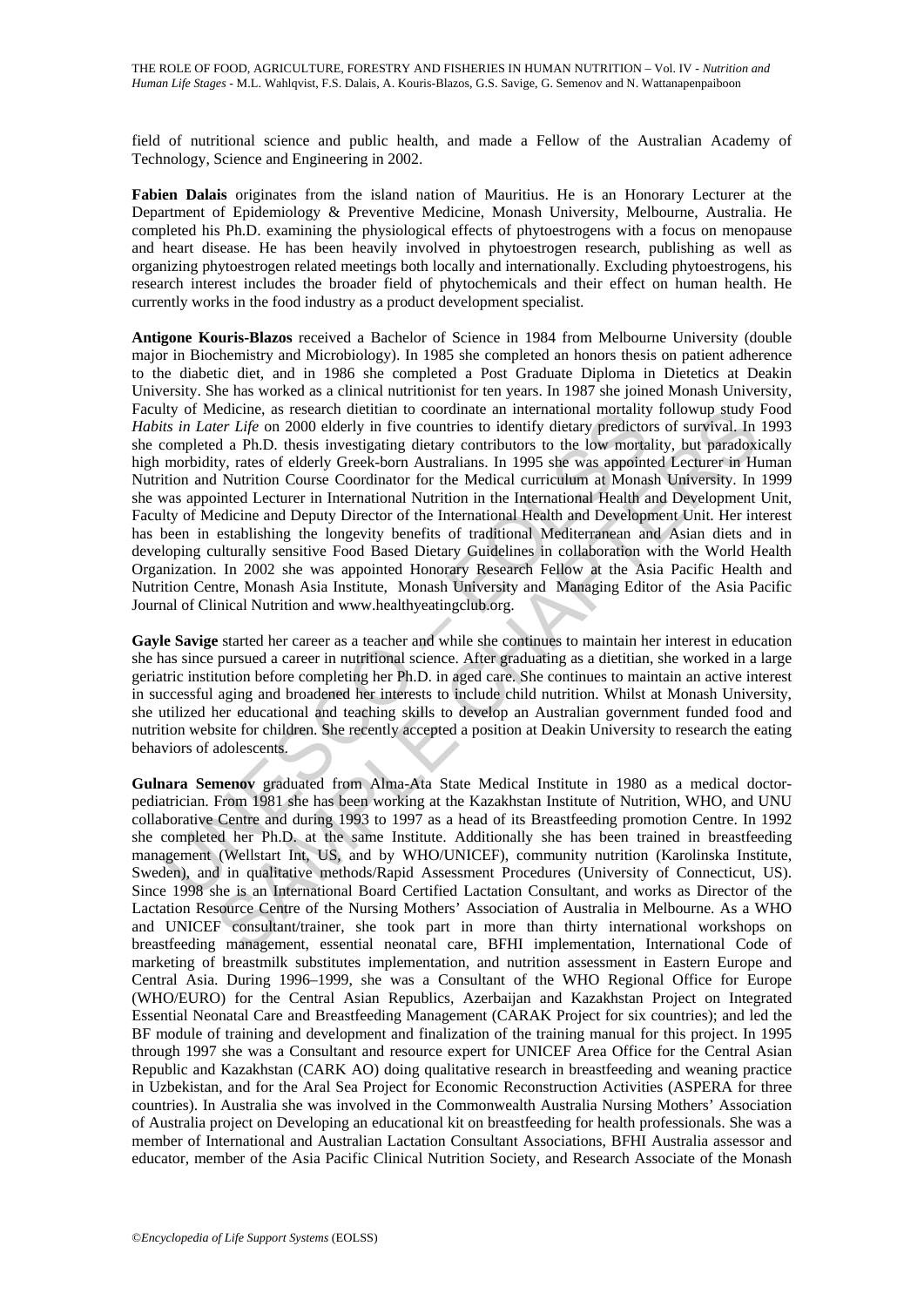field of nutritional science and public health, and made a Fellow of the Australian Academy of Technology, Science and Engineering in 2002.

**Fabien Dalais** originates from the island nation of Mauritius. He is an Honorary Lecturer at the Department of Epidemiology & Preventive Medicine, Monash University, Melbourne, Australia. He completed his Ph.D. examining the physiological effects of phytoestrogens with a focus on menopause and heart disease. He has been heavily involved in phytoestrogen research, publishing as well as organizing phytoestrogen related meetings both locally and internationally. Excluding phytoestrogens, his research interest includes the broader field of phytochemicals and their effect on human health. He currently works in the food industry as a product development specialist.

**Antigone Kouris-Blazos** received a Bachelor of Science in 1984 from Melbourne University (double major in Biochemistry and Microbiology). In 1985 she completed an honors thesis on patient adherence to the diabetic diet, and in 1986 she completed a Post Graduate Diploma in Dietetics at Deakin University. She has worked as a clinical nutritionist for ten years. In 1987 she joined Monash University, Faculty of Medicine, as research dietitian to coordinate an international mortality followup study *Food Habits in Later Life* on 2000 elderly in five countries to identify dietary predictors of survival. In 1993 she completed a Ph.D. thesis investigating dietary contributors to the low mortality, but paradoxically high morbidity, rates of elderly Greek-born Australians. In 1995 she was appointed Lecturer in Human Nutrition and Nutrition Course Coordinator for the Medical curriculum at Monash University. In 1999 she was appointed Lecturer in International Nutrition in the International Health and Development Unit, Faculty of Medicine and Deputy Director of the International Health and Development Unit. Her interest has been in establishing the longevity benefits of traditional Mediterranean and Asian diets and in developing culturally sensitive Food Based Dietary Guidelines in collaboration with the World Health Organization. In 2002 she was appointed Honorary Research Fellow at the Asia Pacific Health and Nutrition Centre, Monash Asia Institute, Monash University and Managing Editor of the Asia Pacific Journal of Clinical Nutrition and www.healthyeatingclub.org.

**Gayle Savige** started her career as a teacher and while she continues to maintain her interest in education she has since pursued a career in nutritional science. After graduating as a dietitian, she worked in a large geriatric institution before completing her Ph.D. in aged care. She continues to maintain an active interest in successful aging and broadened her interests to include child nutrition. Whilst at Monash University, she utilized her educational and teaching skills to develop an Australian government funded food and nutrition website for children. She recently accepted a position at Deakin University to research the eating behaviors of adolescents.

**Gulnara Semenov** graduated from Alma-Ata State Medical Institute in 1980 as a medical doctor-pediatrician. From 1981 she has been working at the Kazakhstan Institute of Nutrition, WHO, and UNU collaborative Centre and during 1993 to 1997 as a head of its Breastfeeding promotion Centre. In 1992 she completed her Ph.D. at the same Institute. Additionally she has been trained in breastfeeding management (Wellstart Int, US, and by WHO/UNICEF), community nutrition (Karolinska Institute, Sweden), and in qualitative methods/Rapid Assessment Procedures (University of Connecticut, US). Since 1998 she is an International Board Certified Lactation Consultant, and works as Director of the Lactation Resource Centre of the Nursing Mothers' Association of Australia in Melbourne. As a WHO and UNICEF consultant/trainer, she took part in more than thirty international workshops on breastfeeding management, essential neonatal care, BFHI implementation, International Code of marketing of breastmilk substitutes implementation, and nutrition assessment in Eastern Europe and Central Asia. During 1996–1999, she was a Consultant of the WHO Regional Office for Europe (WHO/EURO) for the Central Asian Republics, Azerbaijan and Kazakhstan Project on Integrated Essential Neonatal Care and Breastfeeding Management (CARAK Project for six countries); and led the BF module of training and development and finalization of the training manual for this project. In 1995 through 1997 she was a Consultant and resource expert for UNICEF Area Office for the Central Asian Republic and Kazakhstan (CARK AO) doing qualitative research in breastfeeding and weaning practice in Uzbekistan, and for the Aral Sea Project for Economic Reconstruction Activities (ASPERA for three countries). In Australia she was involved in the Commonwealth Australia Nursing Mothers' Association of Australia project on Developing an educational kit on breastfeeding for health professionals. She was a member of International and Australian Lactation Consultant Associations, BFHI Australia assessor and educator, member of the Asia Pacific Clinical Nutrition Society, and Research Associate of the Monash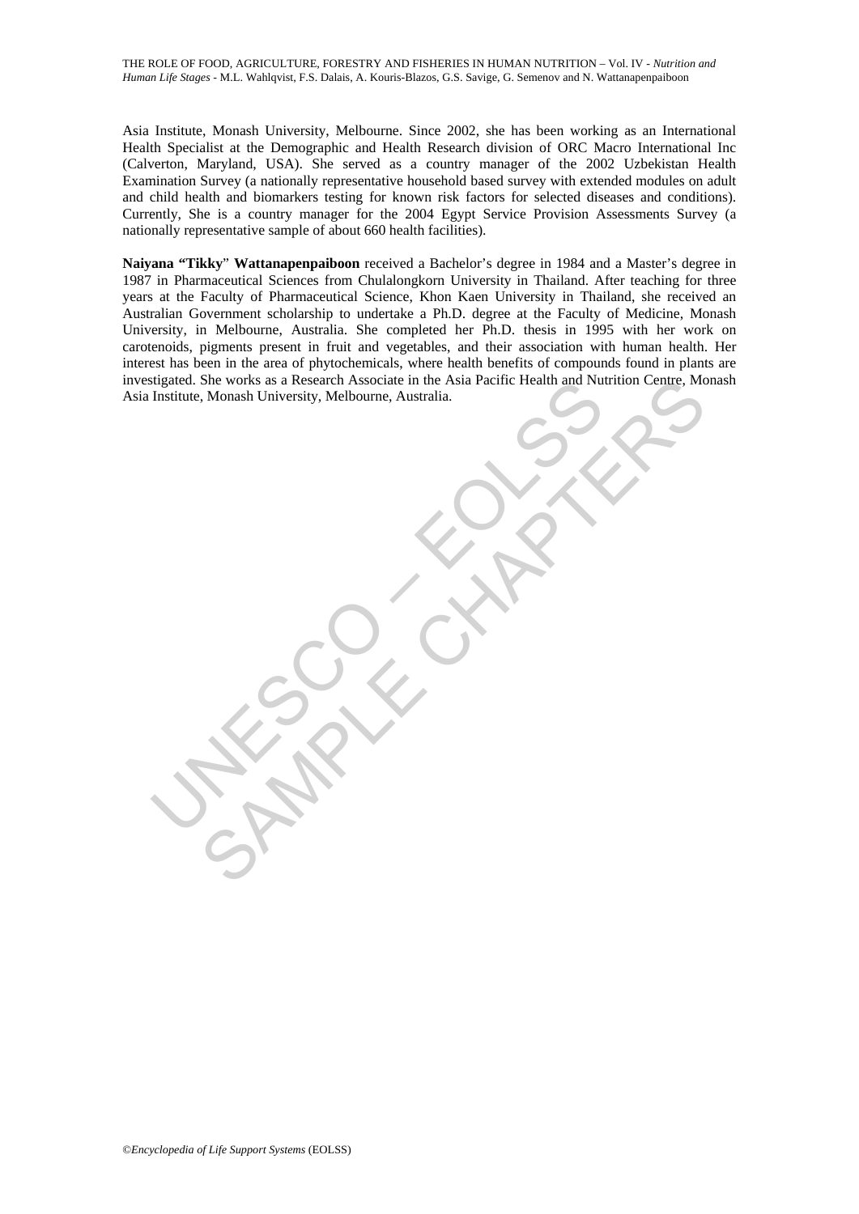Asia Institute, Monash University, Melbourne. Since 2002, she has been working as an International Health Specialist at the Demographic and Health Research division of ORC Macro International Inc (Calverton, Maryland, USA). She served as a country manager of the 2002 Uzbekistan Health Examination Survey (a nationally representative household based survey with extended modules on adult and child health and biomarkers testing for known risk factors for selected diseases and conditions). Currently, She is a country manager for the 2004 Egypt Service Provision Assessments Survey (a nationally representative sample of about 660 health facilities).

**Naiyana "Tikky" Wattanapenpaiboon** received a Bachelor's degree in 1984 and a Master's degree in 1987 in Pharmaceutical Sciences from Chulalongkorn University in Thailand. After teaching for three years at the Faculty of Pharmaceutical Science, Khon Kaen University in Thailand, she received an Australian Government scholarship to undertake a Ph.D. degree at the Faculty of Medicine, Monash University, in Melbourne, Australia. She completed her Ph.D. thesis in 1995 with her work on carotenoids, pigments present in fruit and vegetables, and their association with human health. Her interest has been in the area of phytochemicals, where health benefits of compounds found in plants are investigated. She works as a Research Associate in the Asia Pacific Health and Nutrition Centre, Monash Asia Institute, Monash University, Melbourne, Australia.